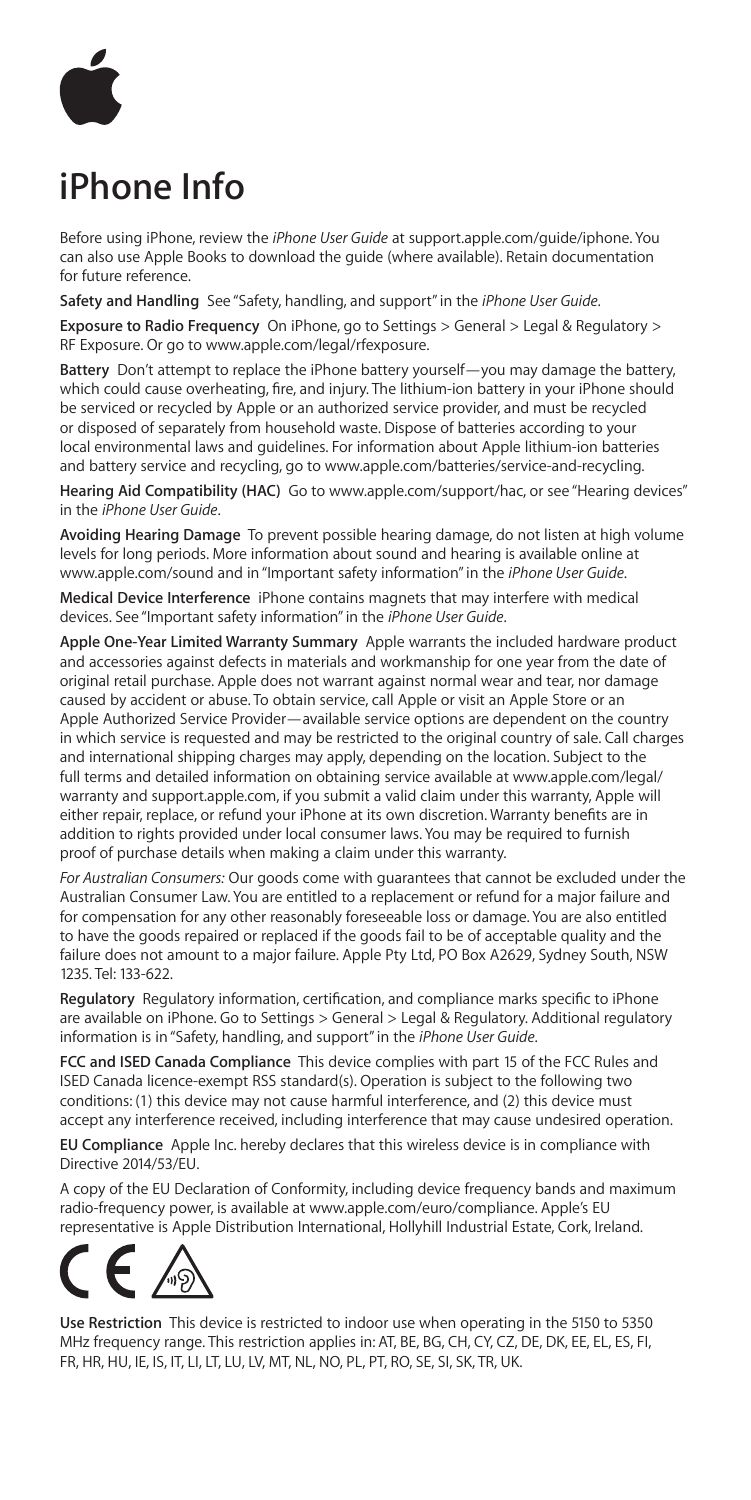# iPhone Info

Before using iPhone, review the *iPhone User Guide* at support.apple.com/guide/iphone. You can also use Apple Books to download the guide (where available). Retain documentation for future reference.

**Safety and Handling** See "Safety, handling, and support" in the *iPhone User Guide*.

**Exposure to Radio Frequency** On iPhone, go to Settings > General > Legal & Regulatory > RF Exposure. Or go to www.apple.com/legal/rfexposure.

**Battery** Don't attempt to replace the iPhone battery yourself—you may damage the battery, which could cause overheating, fire, and injury. The lithium-ion battery in your iPhone should be serviced or recycled by Apple or an authorized service provider, and must be recycled or disposed of separately from household waste. Dispose of batteries according to your local environmental laws and guidelines. For information about Apple lithium-ion batteries and battery service and recycling, go to www.apple.com/batteries/service-and-recycling.

**Hearing Aid Compatibility (HAC)** Go to www.apple.com/support/hac, or see "Hearing devices" in the *iPhone User Guide*.

**Avoiding Hearing Damage** To prevent possible hearing damage, do not listen at high volume levels for long periods. More information about sound and hearing is available online at www.apple.com/sound and in "Important safety information" in the *iPhone User Guide*.

**Medical Device Interference** iPhone contains magnets that may interfere with medical devices. See "Important safety information" in the *iPhone User Guide*.

**Apple One-Year Limited Warranty Summary** Apple warrants the included hardware product and accessories against defects in materials and workmanship for one year from the date of original retail purchase. Apple does not warrant against normal wear and tear, nor damage caused by accident or abuse. To obtain service, call Apple or visit an Apple Store or an Apple Authorized Service Provider—available service options are dependent on the country in which service is requested and may be restricted to the original country of sale. Call charges and international shipping charges may apply, depending on the location. Subject to the full terms and detailed information on obtaining service available at www.apple.com/legal/warranty and support.apple.com, if you submit a valid claim under this warranty, Apple will either repair, replace, or refund your iPhone at its own discretion. Warranty benefits are in addition to rights provided under local consumer laws. You may be required to furnish proof of purchase details when making a claim under this warranty.

*For Australian Consumers:* Our goods come with guarantees that cannot be excluded under the Australian Consumer Law. You are entitled to a replacement or refund for a major failure and for compensation for any other reasonably foreseeable loss or damage. You are also entitled to have the goods repaired or replaced if the goods fail to be of acceptable quality and the failure does not amount to a major failure. Apple Pty Ltd, PO Box A2629, Sydney South, NSW 1235. Tel: 133-622.

**Regulatory** Regulatory information, certification, and compliance marks specific to iPhone are available on iPhone. Go to Settings > General > Legal & Regulatory. Additional regulatory information is in "Safety, handling, and support" in the *iPhone User Guide*.

**FCC and ISED Canada Compliance** This device complies with part 15 of the FCC Rules and ISED Canada licence-exempt RSS standard(s). Operation is subject to the following two conditions: (1) this device may not cause harmful interference, and (2) this device must accept any interference received, including interference that may cause undesired operation.

**EU Compliance** Apple Inc. hereby declares that this wireless device is in compliance with Directive 2014/53/EU.

A copy of the EU Declaration of Conformity, including device frequency bands and maximum radio-frequency power, is available at www.apple.com/euro/compliance. Apple's EU representative is Apple Distribution International, Hollyhill Industrial Estate, Cork, Ireland.

**Use Restriction** This device is restricted to indoor use when operating in the 5150 to 5350 MHz frequency range. This restriction applies in: AT, BE, BG, CH, CY, CZ, DE, DK, EE, EL, ES, FI, FR, HR, HU, IE, IS, IT, LI, LT, LU, LV, MT, NL, NO, PL, PT, RO, SE, SI, SK, TR, UK.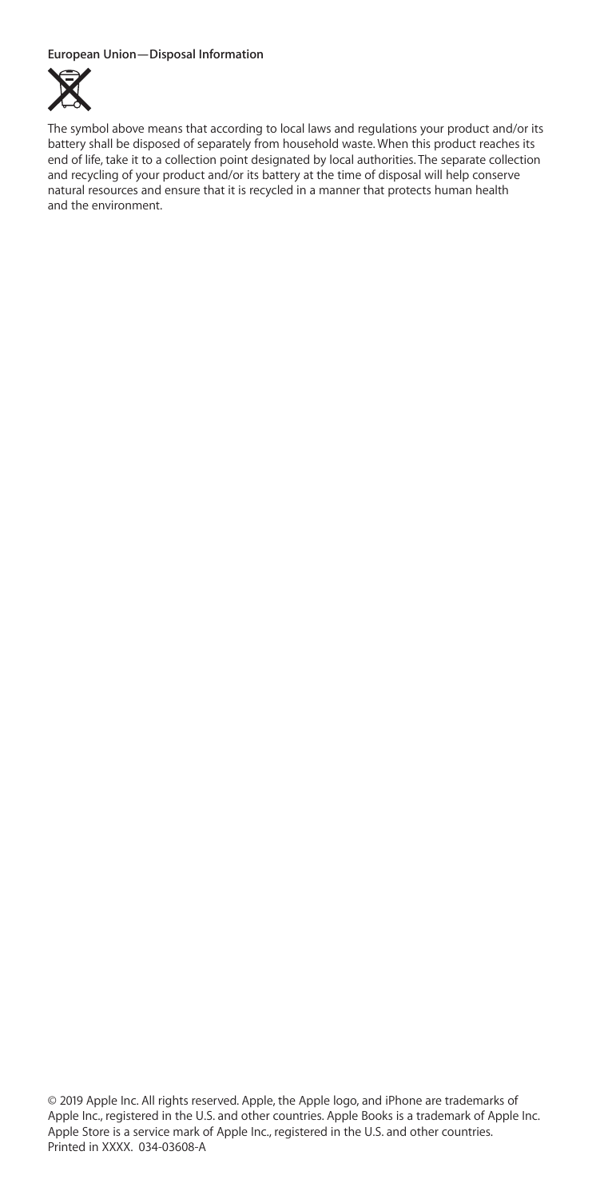**European Union—Disposal Information**

The symbol above means that according to local laws and regulations your product and/or its battery shall be disposed of separately from household waste. When this product reaches its end of life, take it to a collection point designated by local authorities. The separate collection and recycling of your product and/or its battery at the time of disposal will help conserve natural resources and ensure that it is recycled in a manner that protects human health and the environment.

© 2019 Apple Inc. All rights reserved. Apple, the Apple logo, and iPhone are trademarks of Apple Inc., registered in the U.S. and other countries. Apple Books is a trademark of Apple Inc. Apple Store is a service mark of Apple Inc., registered in the U.S. and other countries. Printed in XXXX. 034-03608-A